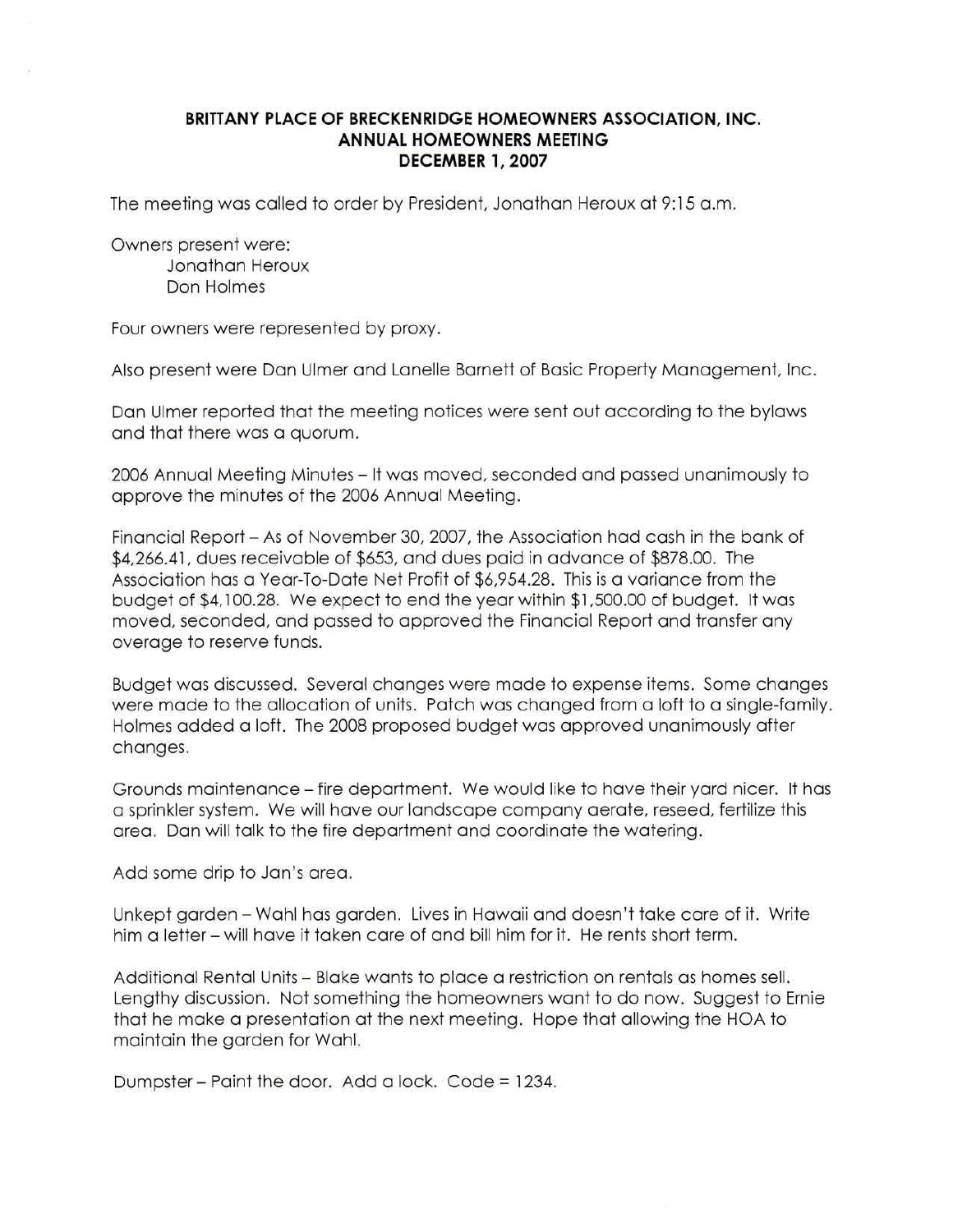**BRITTANY PLACE OF BRECKENRIDGE HOMEOWNERS ASSOCIATION, INC.**
**ANNUAL HOMEOWNERS MEETING**
**DECEMBER 1, 2007**

The meeting was called to order by President, Jonathan Heroux at 9:15 a.m.

Owners present were:
- Jonathan Heroux
- Don Holmes

Four owners were represented by proxy.

Also present were Dan Ulmer and Lanelle Barnett of Basic Property Management, Inc.

Dan Ulmer reported that the meeting notices were sent out according to the bylaws and that there was a quorum.

2006 Annual Meeting Minutes – It was moved, seconded and passed unanimously to approve the minutes of the 2006 Annual Meeting.

Financial Report – As of November 30, 2007, the Association had cash in the bank of $4,266.41, dues receivable of $653, and dues paid in advance of $878.00. The Association has a Year-To-Date Net Profit of $6,954.28. This is a variance from the budget of $4,100.28. We expect to end the year within $1,500.00 of budget. It was moved, seconded, and passed to approved the Financial Report and transfer any overage to reserve funds.

Budget was discussed. Several changes were made to expense items. Some changes were made to the allocation of units. Patch was changed from a loft to a single-family. Holmes added a loft. The 2008 proposed budget was approved unanimously after changes.

Grounds maintenance – fire department. We would like to have their yard nicer. It has a sprinkler system. We will have our landscape company aerate, reseed, fertilize this area. Dan will talk to the fire department and coordinate the watering.

Add some drip to Jan's area.

Unkept garden – Wahl has garden. Lives in Hawaii and doesn't take care of it. Write him a letter – will have it taken care of and bill him for it. He rents short term.

Additional Rental Units – Blake wants to place a restriction on rentals as homes sell. Lengthy discussion. Not something the homeowners want to do now. Suggest to Ernie that he make a presentation at the next meeting. Hope that allowing the HOA to maintain the garden for Wahl.

Dumpster – Paint the door. Add a lock. Code = 1234.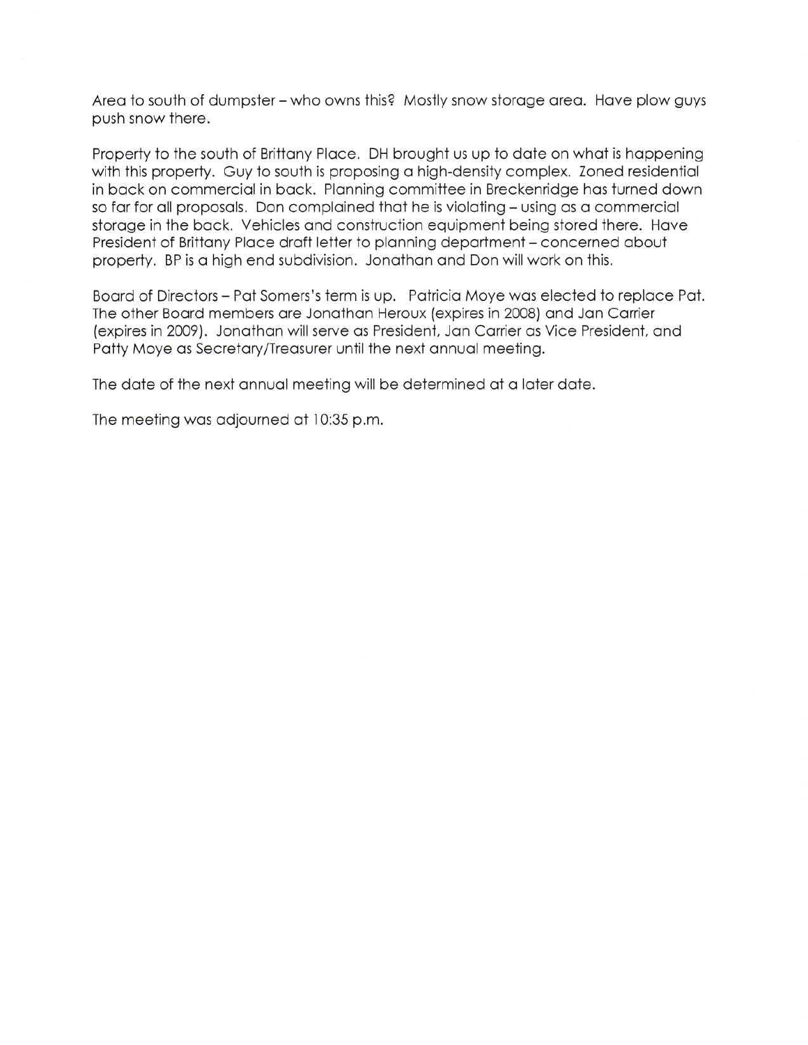Area to south of dumpster – who owns this? Mostly snow storage area. Have plow guys push snow there.

Property to the south of Brittany Place. DH brought us up to date on what is happening with this property. Guy to south is proposing a high-density complex. Zoned residential in back on commercial in back. Planning committee in Breckenridge has turned down so far for all proposals. Don complained that he is violating – using as a commercial storage in the back. Vehicles and construction equipment being stored there. Have President of Brittany Place draft letter to planning department – concerned about property. BP is a high end subdivision. Jonathan and Don will work on this.

Board of Directors – Pat Somers's term is up. Patricia Moye was elected to replace Pat. The other Board members are Jonathan Heroux (expires in 2008) and Jan Carrier (expires in 2009). Jonathan will serve as President, Jan Carrier as Vice President, and Patty Moye as Secretary/Treasurer until the next annual meeting.

The date of the next annual meeting will be determined at a later date.

The meeting was adjourned at 10:35 p.m.